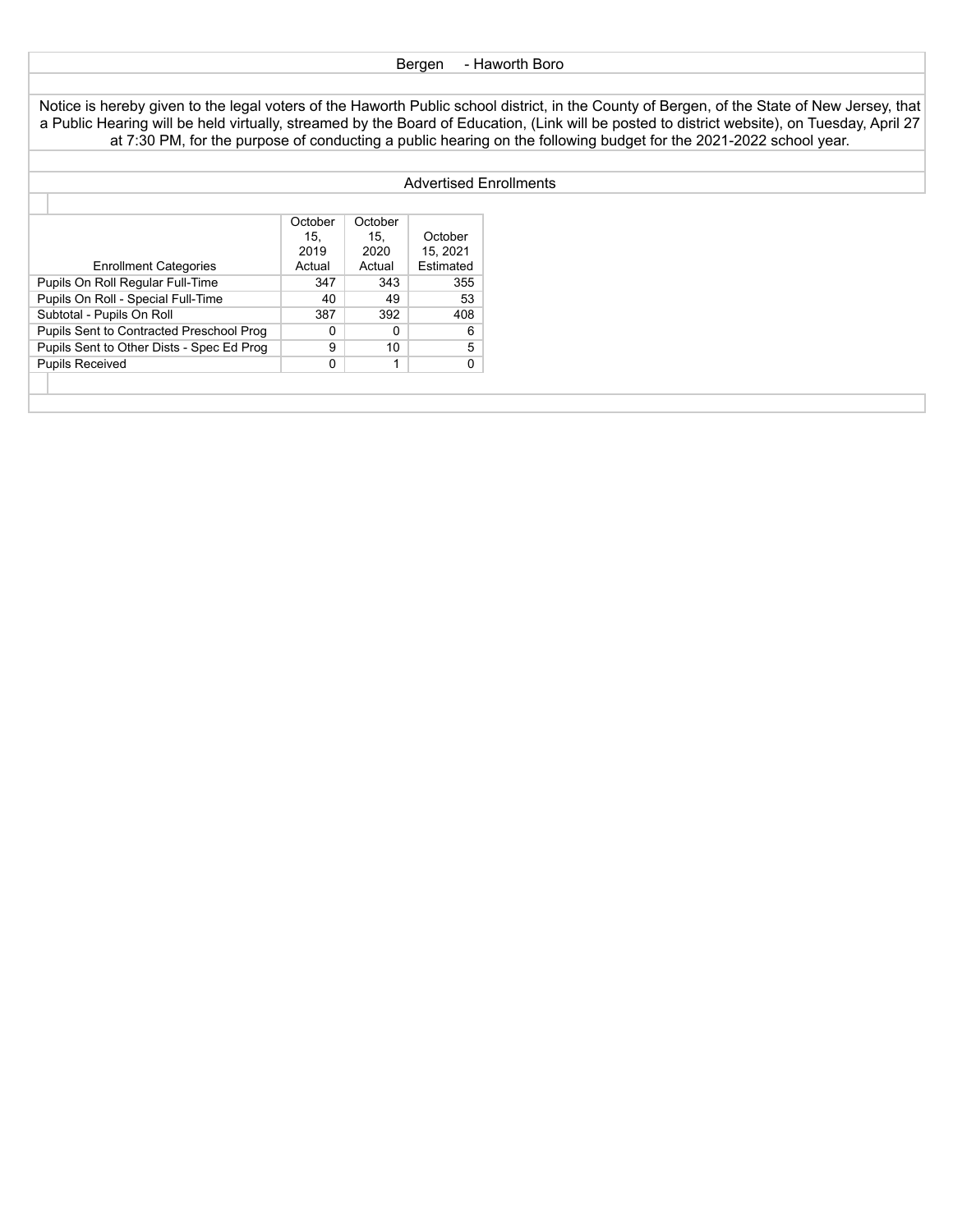Bergen - Haworth Boro

Notice is hereby given to the legal voters of the Haworth Public school district, in the County of Bergen, of the State of New Jersey, that a Public Hearing will be held virtually, streamed by the Board of Education, (Link will be posted to district website), on Tuesday, April 27 at 7:30 PM, for the purpose of conducting a public hearing on the following budget for the 2021-2022 school year.

## Advertised Enrollments

| Enrollment Categories | October 15, 2019 Actual | October 15, 2020 Actual | October 15, 2021 Estimated |
|---|---|---|---|
| Pupils On Roll Regular Full-Time | 347 | 343 | 355 |
| Pupils On Roll - Special Full-Time | 40 | 49 | 53 |
| Subtotal - Pupils On Roll | 387 | 392 | 408 |
| Pupils Sent to Contracted Preschool Prog | 0 | 0 | 6 |
| Pupils Sent to Other Dists - Spec Ed Prog | 9 | 10 | 5 |
| Pupils Received | 0 | 1 | 0 |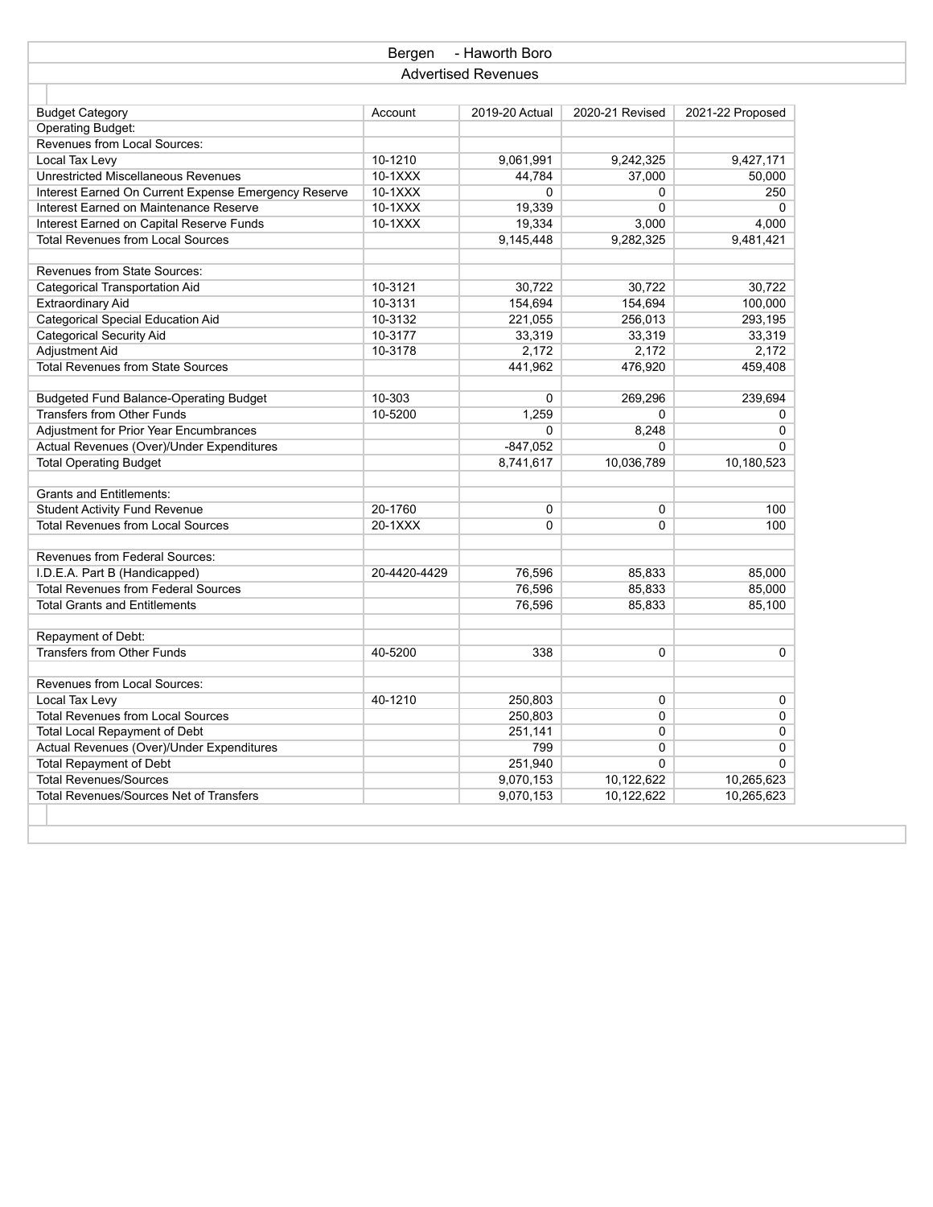Bergen - Haworth Boro

Advertised Revenues

| Budget Category | Account | 2019-20 Actual | 2020-21 Revised | 2021-22 Proposed |
|---|---|---|---|---|
| Operating Budget: | | | | |
| Revenues from Local Sources: | | | | |
| Local Tax Levy | 10-1210 | 9,061,991 | 9,242,325 | 9,427,171 |
| Unrestricted Miscellaneous Revenues | 10-1XXX | 44,784 | 37,000 | 50,000 |
| Interest Earned On Current Expense Emergency Reserve | 10-1XXX | 0 | 0 | 250 |
| Interest Earned on Maintenance Reserve | 10-1XXX | 19,339 | 0 | 0 |
| Interest Earned on Capital Reserve Funds | 10-1XXX | 19,334 | 3,000 | 4,000 |
| Total Revenues from Local Sources | | 9,145,448 | 9,282,325 | 9,481,421 |
| | | | | |
| Revenues from State Sources: | | | | |
| Categorical Transportation Aid | 10-3121 | 30,722 | 30,722 | 30,722 |
| Extraordinary Aid | 10-3131 | 154,694 | 154,694 | 100,000 |
| Categorical Special Education Aid | 10-3132 | 221,055 | 256,013 | 293,195 |
| Categorical Security Aid | 10-3177 | 33,319 | 33,319 | 33,319 |
| Adjustment Aid | 10-3178 | 2,172 | 2,172 | 2,172 |
| Total Revenues from State Sources | | 441,962 | 476,920 | 459,408 |
| | | | | |
| Budgeted Fund Balance-Operating Budget | 10-303 | 0 | 269,296 | 239,694 |
| Transfers from Other Funds | 10-5200 | 1,259 | 0 | 0 |
| Adjustment for Prior Year Encumbrances | | 0 | 8,248 | 0 |
| Actual Revenues (Over)/Under Expenditures | | -847,052 | 0 | 0 |
| Total Operating Budget | | 8,741,617 | 10,036,789 | 10,180,523 |
| | | | | |
| Grants and Entitlements: | | | | |
| Student Activity Fund Revenue | 20-1760 | 0 | 0 | 100 |
| Total Revenues from Local Sources | 20-1XXX | 0 | 0 | 100 |
| | | | | |
| Revenues from Federal Sources: | | | | |
| I.D.E.A. Part B (Handicapped) | 20-4420-4429 | 76,596 | 85,833 | 85,000 |
| Total Revenues from Federal Sources | | 76,596 | 85,833 | 85,000 |
| Total Grants and Entitlements | | 76,596 | 85,833 | 85,100 |
| | | | | |
| Repayment of Debt: | | | | |
| Transfers from Other Funds | 40-5200 | 338 | 0 | 0 |
| | | | | |
| Revenues from Local Sources: | | | | |
| Local Tax Levy | 40-1210 | 250,803 | 0 | 0 |
| Total Revenues from Local Sources | | 250,803 | 0 | 0 |
| Total Local Repayment of Debt | | 251,141 | 0 | 0 |
| Actual Revenues (Over)/Under Expenditures | | 799 | 0 | 0 |
| Total Repayment of Debt | | 251,940 | 0 | 0 |
| Total Revenues/Sources | | 9,070,153 | 10,122,622 | 10,265,623 |
| Total Revenues/Sources Net of Transfers | | 9,070,153 | 10,122,622 | 10,265,623 |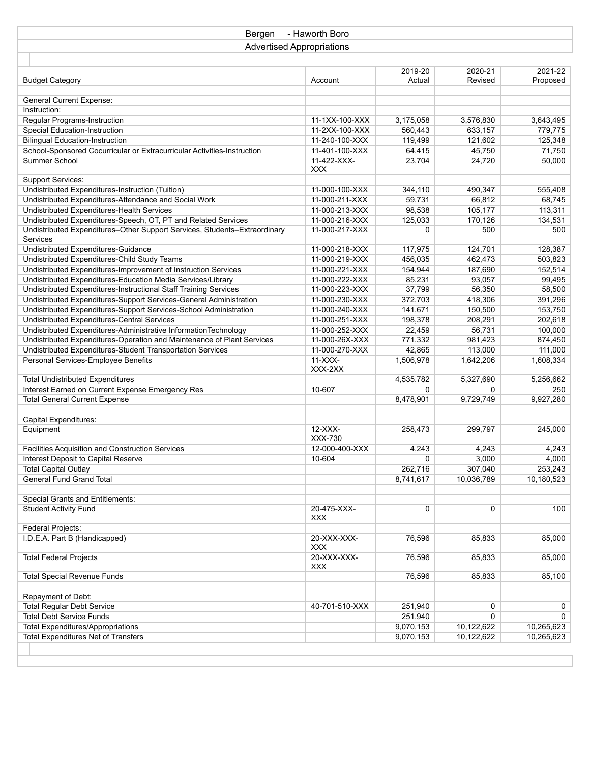Bergen - Haworth Boro

Advertised Appropriations

| Budget Category | Account | 2019-20 Actual | 2020-21 Revised | 2021-22 Proposed |
|---|---|---|---|---|
| General Current Expense: | | | | |
| Instruction: | | | | |
| Regular Programs-Instruction | 11-1XX-100-XXX | 3,175,058 | 3,576,830 | 3,643,495 |
| Special Education-Instruction | 11-2XX-100-XXX | 560,443 | 633,157 | 779,775 |
| Bilingual Education-Instruction | 11-240-100-XXX | 119,499 | 121,602 | 125,348 |
| School-Sponsored Cocurricular or Extracurricular Activities-Instruction | 11-401-100-XXX | 64,415 | 45,750 | 71,750 |
| Summer School | 11-422-XXX-XXX | 23,704 | 24,720 | 50,000 |
| Support Services: | | | | |
| Undistributed Expenditures-Instruction (Tuition) | 11-000-100-XXX | 344,110 | 490,347 | 555,408 |
| Undistributed Expenditures-Attendance and Social Work | 11-000-211-XXX | 59,731 | 66,812 | 68,745 |
| Undistributed Expenditures-Health Services | 11-000-213-XXX | 98,538 | 105,177 | 113,311 |
| Undistributed Expenditures-Speech, OT, PT and Related Services | 11-000-216-XXX | 125,033 | 170,126 | 134,531 |
| Undistributed Expenditures–Other Support Services, Students–Extraordinary Services | 11-000-217-XXX | 0 | 500 | 500 |
| Undistributed Expenditures-Guidance | 11-000-218-XXX | 117,975 | 124,701 | 128,387 |
| Undistributed Expenditures-Child Study Teams | 11-000-219-XXX | 456,035 | 462,473 | 503,823 |
| Undistributed Expenditures-Improvement of Instruction Services | 11-000-221-XXX | 154,944 | 187,690 | 152,514 |
| Undistributed Expenditures-Education Media Services/Library | 11-000-222-XXX | 85,231 | 93,057 | 99,495 |
| Undistributed Expenditures-Instructional Staff Training Services | 11-000-223-XXX | 37,799 | 56,350 | 58,500 |
| Undistributed Expenditures-Support Services-General Administration | 11-000-230-XXX | 372,703 | 418,306 | 391,296 |
| Undistributed Expenditures-Support Services-School Administration | 11-000-240-XXX | 141,671 | 150,500 | 153,750 |
| Undistributed Expenditures-Central Services | 11-000-251-XXX | 198,378 | 208,291 | 202,618 |
| Undistributed Expenditures-Administrative InformationTechnology | 11-000-252-XXX | 22,459 | 56,731 | 100,000 |
| Undistributed Expenditures-Operation and Maintenance of Plant Services | 11-000-26X-XXX | 771,332 | 981,423 | 874,450 |
| Undistributed Expenditures-Student Transportation Services | 11-000-270-XXX | 42,865 | 113,000 | 111,000 |
| Personal Services-Employee Benefits | 11-XXX-XXX-2XX | 1,506,978 | 1,642,206 | 1,608,334 |
| Total Undistributed Expenditures | | 4,535,782 | 5,327,690 | 5,256,662 |
| Interest Earned on Current Expense Emergency Res | 10-607 | 0 | 0 | 250 |
| Total General Current Expense | | 8,478,901 | 9,729,749 | 9,927,280 |
| | | | | |
| Capital Expenditures: | | | | |
| Equipment | 12-XXX-XXX-730 | 258,473 | 299,797 | 245,000 |
| Facilities Acquisition and Construction Services | 12-000-400-XXX | 4,243 | 4,243 | 4,243 |
| Interest Deposit to Capital Reserve | 10-604 | 0 | 3,000 | 4,000 |
| Total Capital Outlay | | 262,716 | 307,040 | 253,243 |
| General Fund Grand Total | | 8,741,617 | 10,036,789 | 10,180,523 |
| | | | | |
| Special Grants and Entitlements: | | | | |
| Student Activity Fund | 20-475-XXX-XXX | 0 | 0 | 100 |
| Federal Projects: | | | | |
| I.D.E.A. Part B (Handicapped) | 20-XXX-XXX-XXX | 76,596 | 85,833 | 85,000 |
| Total Federal Projects | 20-XXX-XXX-XXX | 76,596 | 85,833 | 85,000 |
| Total Special Revenue Funds | | 76,596 | 85,833 | 85,100 |
| | | | | |
| Repayment of Debt: | | | | |
| Total Regular Debt Service | 40-701-510-XXX | 251,940 | 0 | 0 |
| Total Debt Service Funds | | 251,940 | 0 | 0 |
| Total Expenditures/Appropriations | | 9,070,153 | 10,122,622 | 10,265,623 |
| Total Expenditures Net of Transfers | | 9,070,153 | 10,122,622 | 10,265,623 |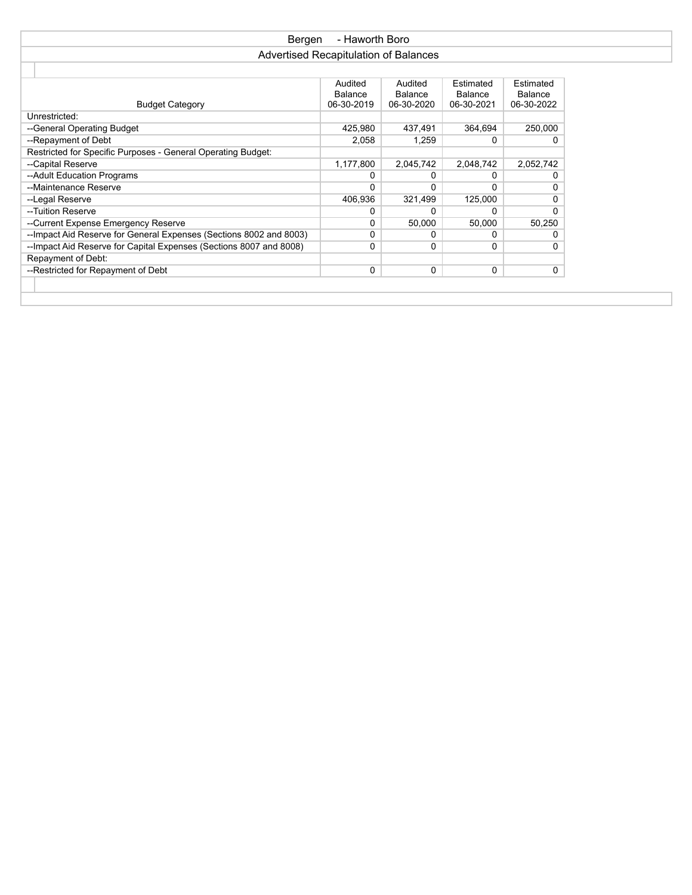# Bergen - Haworth Boro

## Advertised Recapitulation of Balances

| Budget Category | Audited Balance 06-30-2019 | Audited Balance 06-30-2020 | Estimated Balance 06-30-2021 | Estimated Balance 06-30-2022 |
|---|---|---|---|---|
| Unrestricted: | | | | |
| --General Operating Budget | 425,980 | 437,491 | 364,694 | 250,000 |
| --Repayment of Debt | 2,058 | 1,259 | 0 | 0 |
| Restricted for Specific Purposes - General Operating Budget: | | | | |
| --Capital Reserve | 1,177,800 | 2,045,742 | 2,048,742 | 2,052,742 |
| --Adult Education Programs | 0 | 0 | 0 | 0 |
| --Maintenance Reserve | 0 | 0 | 0 | 0 |
| --Legal Reserve | 406,936 | 321,499 | 125,000 | 0 |
| --Tuition Reserve | 0 | 0 | 0 | 0 |
| --Current Expense Emergency Reserve | 0 | 50,000 | 50,000 | 50,250 |
| --Impact Aid Reserve for General Expenses (Sections 8002 and 8003) | 0 | 0 | 0 | 0 |
| --Impact Aid Reserve for Capital Expenses (Sections 8007 and 8008) | 0 | 0 | 0 | 0 |
| Repayment of Debt: | | | | |
| --Restricted for Repayment of Debt | 0 | 0 | 0 | 0 |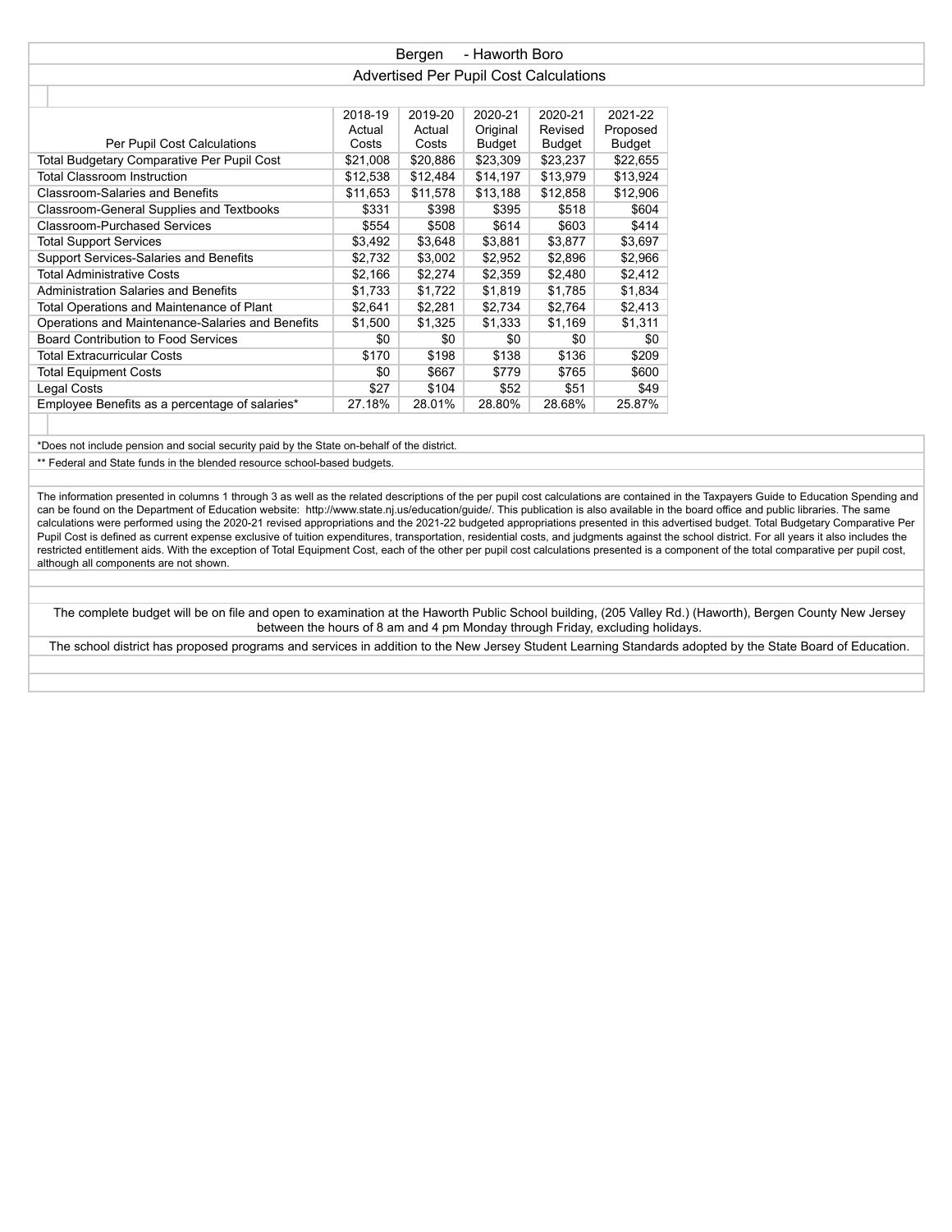Bergen - Haworth Boro

Advertised Per Pupil Cost Calculations

| Per Pupil Cost Calculations | 2018-19 Actual Costs | 2019-20 Actual Costs | 2020-21 Original Budget | 2020-21 Revised Budget | 2021-22 Proposed Budget |
|---|---|---|---|---|---|
| Total Budgetary Comparative Per Pupil Cost | $21,008 | $20,886 | $23,309 | $23,237 | $22,655 |
| Total Classroom Instruction | $12,538 | $12,484 | $14,197 | $13,979 | $13,924 |
| Classroom-Salaries and Benefits | $11,653 | $11,578 | $13,188 | $12,858 | $12,906 |
| Classroom-General Supplies and Textbooks | $331 | $398 | $395 | $518 | $604 |
| Classroom-Purchased Services | $554 | $508 | $614 | $603 | $414 |
| Total Support Services | $3,492 | $3,648 | $3,881 | $3,877 | $3,697 |
| Support Services-Salaries and Benefits | $2,732 | $3,002 | $2,952 | $2,896 | $2,966 |
| Total Administrative Costs | $2,166 | $2,274 | $2,359 | $2,480 | $2,412 |
| Administration Salaries and Benefits | $1,733 | $1,722 | $1,819 | $1,785 | $1,834 |
| Total Operations and Maintenance of Plant | $2,641 | $2,281 | $2,734 | $2,764 | $2,413 |
| Operations and Maintenance-Salaries and Benefits | $1,500 | $1,325 | $1,333 | $1,169 | $1,311 |
| Board Contribution to Food Services | $0 | $0 | $0 | $0 | $0 |
| Total Extracurricular Costs | $170 | $198 | $138 | $136 | $209 |
| Total Equipment Costs | $0 | $667 | $779 | $765 | $600 |
| Legal Costs | $27 | $104 | $52 | $51 | $49 |
| Employee Benefits as a percentage of salaries* | 27.18% | 28.01% | 28.80% | 28.68% | 25.87% |

*Does not include pension and social security paid by the State on-behalf of the district.

** Federal and State funds in the blended resource school-based budgets.

The information presented in columns 1 through 3 as well as the related descriptions of the per pupil cost calculations are contained in the Taxpayers Guide to Education Spending and can be found on the Department of Education website: http://www.state.nj.us/education/guide/. This publication is also available in the board office and public libraries. The same calculations were performed using the 2020-21 revised appropriations and the 2021-22 budgeted appropriations presented in this advertised budget. Total Budgetary Comparative Per Pupil Cost is defined as current expense exclusive of tuition expenditures, transportation, residential costs, and judgments against the school district. For all years it also includes the restricted entitlement aids. With the exception of Total Equipment Cost, each of the other per pupil cost calculations presented is a component of the total comparative per pupil cost, although all components are not shown.

The complete budget will be on file and open to examination at the Haworth Public School building, (205 Valley Rd.) (Haworth), Bergen County New Jersey between the hours of 8 am and 4 pm Monday through Friday, excluding holidays.

The school district has proposed programs and services in addition to the New Jersey Student Learning Standards adopted by the State Board of Education.